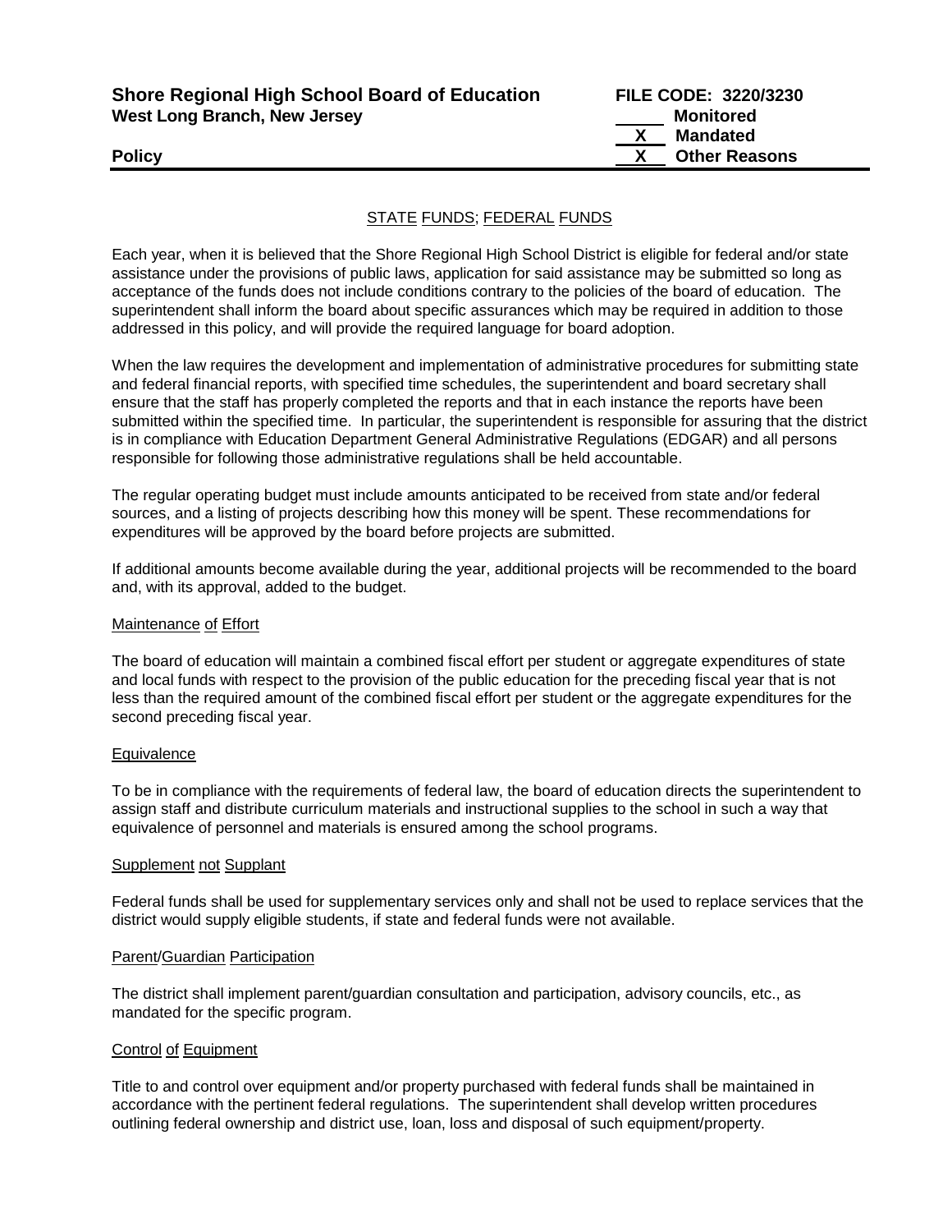**Shore Regional High School Board of Education** — **FILE CODE: 3220/3230**
**West Long Branch, New Jersey**

\_\_\_\_\_ Monitored
\_\_X\_\_ Mandated
\_\_X\_\_ Other Reasons

**Policy**

## STATE FUNDS; FEDERAL FUNDS

Each year, when it is believed that the Shore Regional High School District is eligible for federal and/or state assistance under the provisions of public laws, application for said assistance may be submitted so long as acceptance of the funds does not include conditions contrary to the policies of the board of education. The superintendent shall inform the board about specific assurances which may be required in addition to those addressed in this policy, and will provide the required language for board adoption.

When the law requires the development and implementation of administrative procedures for submitting state and federal financial reports, with specified time schedules, the superintendent and board secretary shall ensure that the staff has properly completed the reports and that in each instance the reports have been submitted within the specified time. In particular, the superintendent is responsible for assuring that the district is in compliance with Education Department General Administrative Regulations (EDGAR) and all persons responsible for following those administrative regulations shall be held accountable.

The regular operating budget must include amounts anticipated to be received from state and/or federal sources, and a listing of projects describing how this money will be spent. These recommendations for expenditures will be approved by the board before projects are submitted.

If additional amounts become available during the year, additional projects will be recommended to the board and, with its approval, added to the budget.

### Maintenance of Effort

The board of education will maintain a combined fiscal effort per student or aggregate expenditures of state and local funds with respect to the provision of the public education for the preceding fiscal year that is not less than the required amount of the combined fiscal effort per student or the aggregate expenditures for the second preceding fiscal year.

### Equivalence

To be in compliance with the requirements of federal law, the board of education directs the superintendent to assign staff and distribute curriculum materials and instructional supplies to the school in such a way that equivalence of personnel and materials is ensured among the school programs.

### Supplement not Supplant

Federal funds shall be used for supplementary services only and shall not be used to replace services that the district would supply eligible students, if state and federal funds were not available.

### Parent/Guardian Participation

The district shall implement parent/guardian consultation and participation, advisory councils, etc., as mandated for the specific program.

### Control of Equipment

Title to and control over equipment and/or property purchased with federal funds shall be maintained in accordance with the pertinent federal regulations. The superintendent shall develop written procedures outlining federal ownership and district use, loan, loss and disposal of such equipment/property.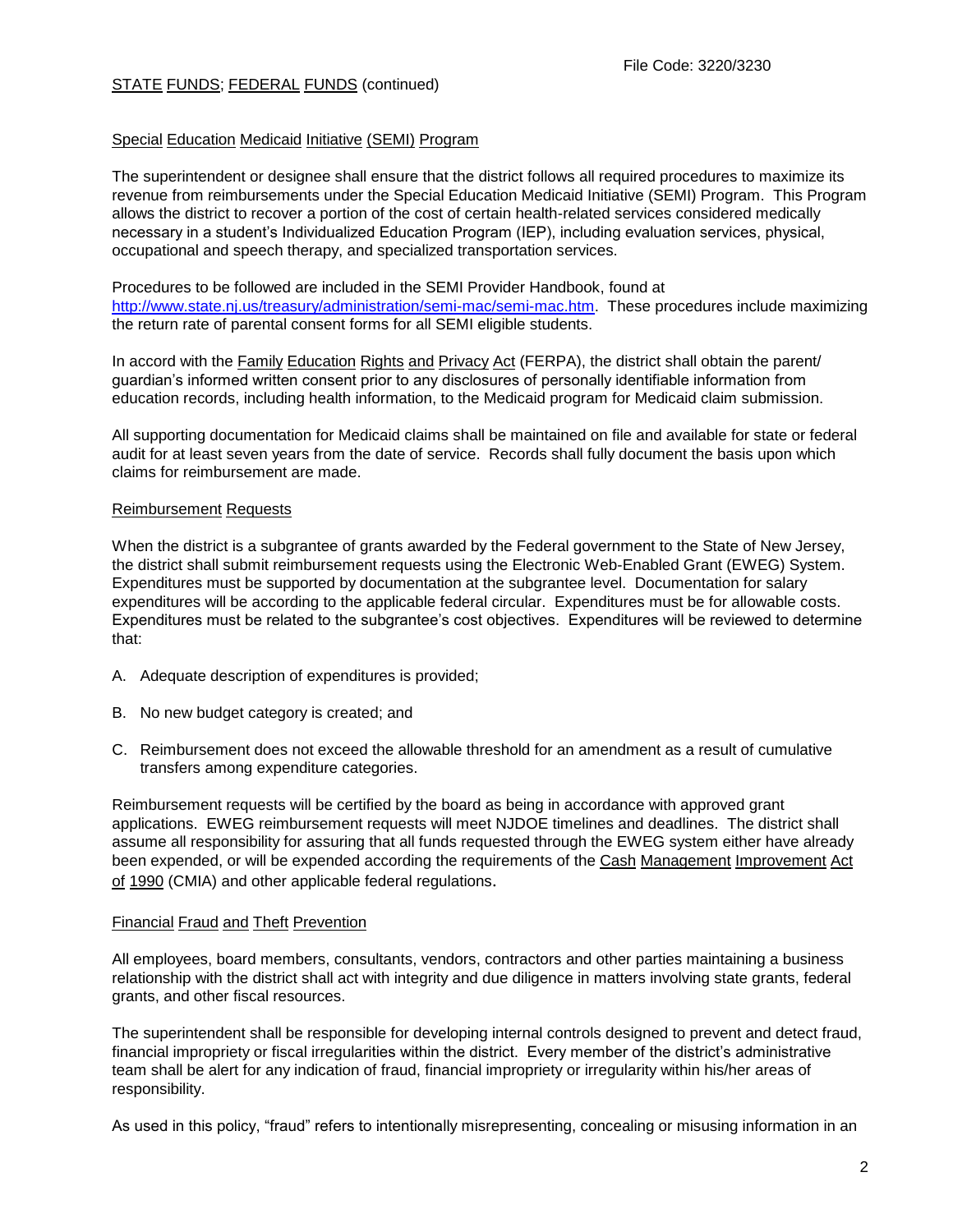STATE FUNDS; FEDERAL FUNDS (continued)

## Special Education Medicaid Initiative (SEMI) Program

The superintendent or designee shall ensure that the district follows all required procedures to maximize its revenue from reimbursements under the Special Education Medicaid Initiative (SEMI) Program. This Program allows the district to recover a portion of the cost of certain health-related services considered medically necessary in a student's Individualized Education Program (IEP), including evaluation services, physical, occupational and speech therapy, and specialized transportation services.

Procedures to be followed are included in the SEMI Provider Handbook, found at http://www.state.nj.us/treasury/administration/semi-mac/semi-mac.htm. These procedures include maximizing the return rate of parental consent forms for all SEMI eligible students.

In accord with the Family Education Rights and Privacy Act (FERPA), the district shall obtain the parent/ guardian's informed written consent prior to any disclosures of personally identifiable information from education records, including health information, to the Medicaid program for Medicaid claim submission.

All supporting documentation for Medicaid claims shall be maintained on file and available for state or federal audit for at least seven years from the date of service. Records shall fully document the basis upon which claims for reimbursement are made.

## Reimbursement Requests

When the district is a subgrantee of grants awarded by the Federal government to the State of New Jersey, the district shall submit reimbursement requests using the Electronic Web-Enabled Grant (EWEG) System. Expenditures must be supported by documentation at the subgrantee level. Documentation for salary expenditures will be according to the applicable federal circular. Expenditures must be for allowable costs. Expenditures must be related to the subgrantee's cost objectives. Expenditures will be reviewed to determine that:

A. Adequate description of expenditures is provided;

B. No new budget category is created; and

C. Reimbursement does not exceed the allowable threshold for an amendment as a result of cumulative transfers among expenditure categories.

Reimbursement requests will be certified by the board as being in accordance with approved grant applications. EWEG reimbursement requests will meet NJDOE timelines and deadlines. The district shall assume all responsibility for assuring that all funds requested through the EWEG system either have already been expended, or will be expended according the requirements of the Cash Management Improvement Act of 1990 (CMIA) and other applicable federal regulations.

## Financial Fraud and Theft Prevention

All employees, board members, consultants, vendors, contractors and other parties maintaining a business relationship with the district shall act with integrity and due diligence in matters involving state grants, federal grants, and other fiscal resources.

The superintendent shall be responsible for developing internal controls designed to prevent and detect fraud, financial impropriety or fiscal irregularities within the district. Every member of the district's administrative team shall be alert for any indication of fraud, financial impropriety or irregularity within his/her areas of responsibility.

As used in this policy, "fraud" refers to intentionally misrepresenting, concealing or misusing information in an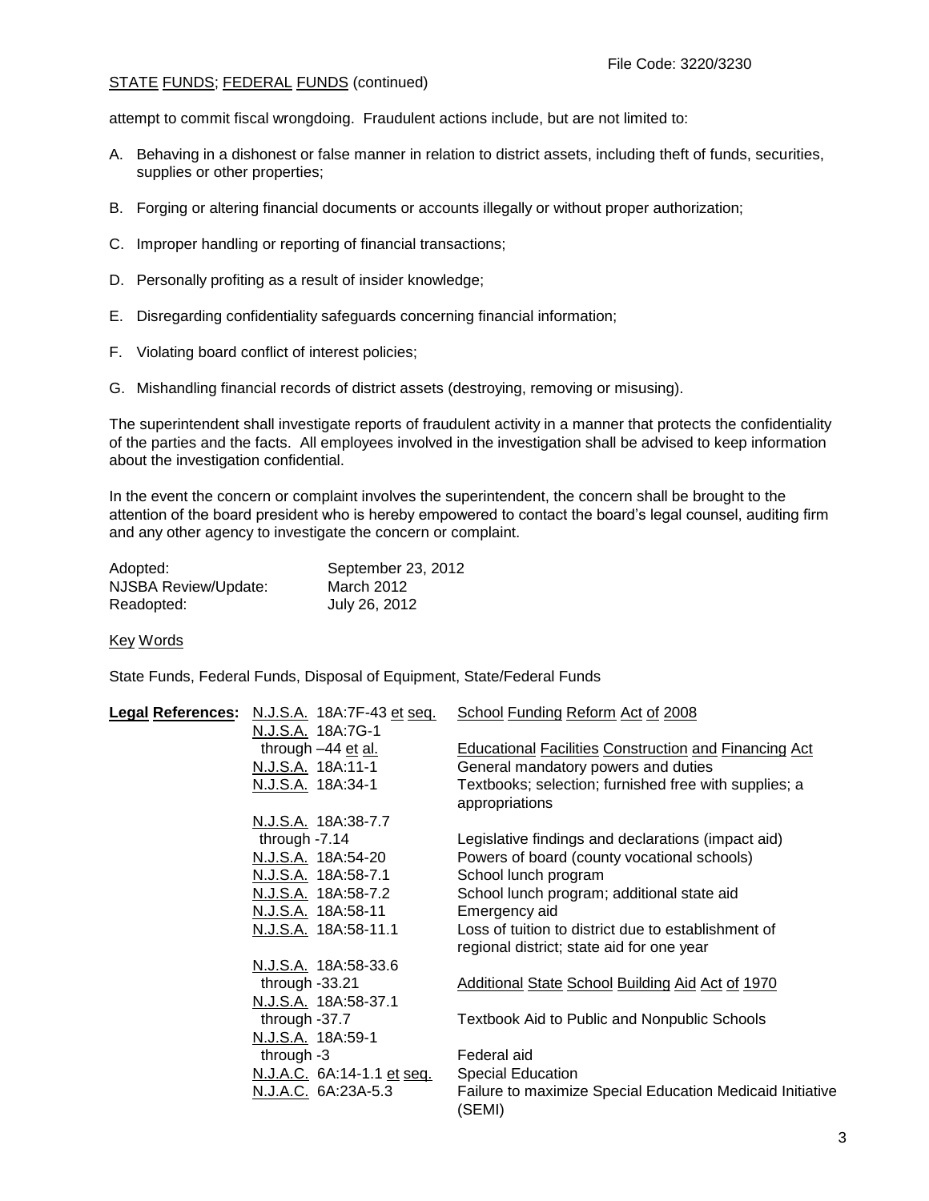attempt to commit fiscal wrongdoing. Fraudulent actions include, but are not limited to:

A. Behaving in a dishonest or false manner in relation to district assets, including theft of funds, securities, supplies or other properties;

B. Forging or altering financial documents or accounts illegally or without proper authorization;

C. Improper handling or reporting of financial transactions;

D. Personally profiting as a result of insider knowledge;

E. Disregarding confidentiality safeguards concerning financial information;

F. Violating board conflict of interest policies;

G. Mishandling financial records of district assets (destroying, removing or misusing).

The superintendent shall investigate reports of fraudulent activity in a manner that protects the confidentiality of the parties and the facts. All employees involved in the investigation shall be advised to keep information about the investigation confidential.

In the event the concern or complaint involves the superintendent, the concern shall be brought to the attention of the board president who is hereby empowered to contact the board's legal counsel, auditing firm and any other agency to investigate the concern or complaint.

| | |
|---|---|
| Adopted: | September 23, 2012 |
| NJSBA Review/Update: | March 2012 |
| Readopted: | July 26, 2012 |

Key Words

State Funds, Federal Funds, Disposal of Equipment, State/Federal Funds

| **Legal References:** | | |
|---|---|---|
| | N.J.S.A. 18A:7F-43 et seq. | School Funding Reform Act of 2008 |
| | N.J.S.A. 18A:7G-1 through –44 et al. | Educational Facilities Construction and Financing Act |
| | N.J.S.A. 18A:11-1 | General mandatory powers and duties |
| | N.J.S.A. 18A:34-1 | Textbooks; selection; furnished free with supplies; a appropriations |
| | N.J.S.A. 18A:38-7.7 through -7.14 | Legislative findings and declarations (impact aid) |
| | N.J.S.A. 18A:54-20 | Powers of board (county vocational schools) |
| | N.J.S.A. 18A:58-7.1 | School lunch program |
| | N.J.S.A. 18A:58-7.2 | School lunch program; additional state aid |
| | N.J.S.A. 18A:58-11 | Emergency aid |
| | N.J.S.A. 18A:58-11.1 | Loss of tuition to district due to establishment of regional district; state aid for one year |
| | N.J.S.A. 18A:58-33.6 through -33.21 | Additional State School Building Aid Act of 1970 |
| | N.J.S.A. 18A:58-37.1 through -37.7 | Textbook Aid to Public and Nonpublic Schools |
| | N.J.S.A. 18A:59-1 through -3 | Federal aid |
| | N.J.A.C. 6A:14-1.1 et seq. | Special Education |
| | N.J.A.C. 6A:23A-5.3 | Failure to maximize Special Education Medicaid Initiative (SEMI) |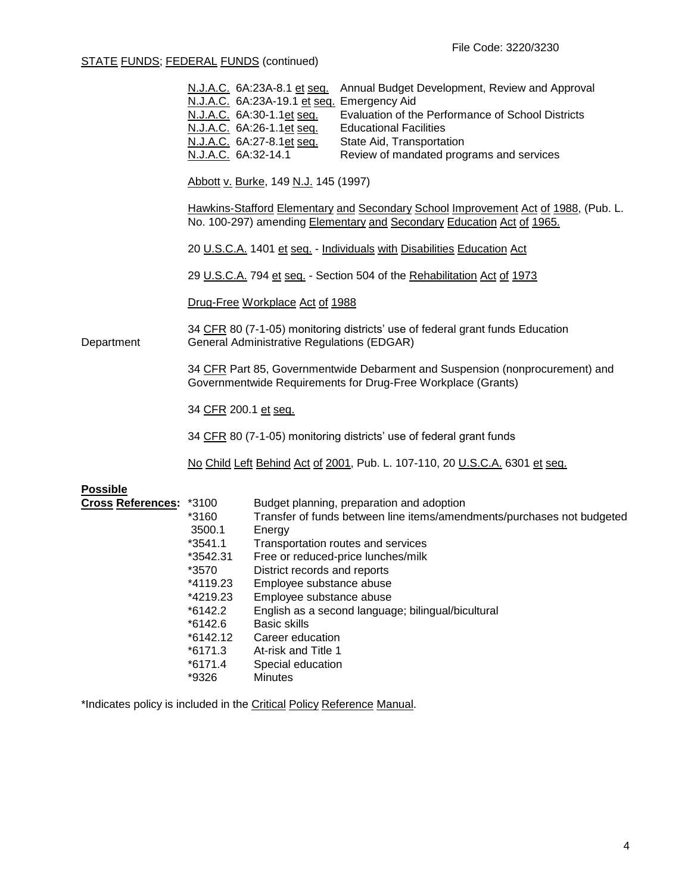File Code: 3220/3230

STATE FUNDS; FEDERAL FUNDS (continued)

N.J.A.C. 6A:23A-8.1 et seq. Annual Budget Development, Review and Approval
N.J.A.C. 6A:23A-19.1 et seq. Emergency Aid
N.J.A.C. 6A:30-1.1et seq. Evaluation of the Performance of School Districts
N.J.A.C. 6A:26-1.1et seq. Educational Facilities
N.J.A.C. 6A:27-8.1et seq. State Aid, Transportation
N.J.A.C. 6A:32-14.1 Review of mandated programs and services

Abbott v. Burke, 149 N.J. 145 (1997)

Hawkins-Stafford Elementary and Secondary School Improvement Act of 1988, (Pub. L. No. 100-297) amending Elementary and Secondary Education Act of 1965.

20 U.S.C.A. 1401 et seq. - Individuals with Disabilities Education Act

29 U.S.C.A. 794 et seq. - Section 504 of the Rehabilitation Act of 1973

Drug-Free Workplace Act of 1988

34 CFR 80 (7-1-05) monitoring districts' use of federal grant funds Education Department General Administrative Regulations (EDGAR)

34 CFR Part 85, Governmentwide Debarment and Suspension (nonprocurement) and Governmentwide Requirements for Drug-Free Workplace (Grants)

34 CFR 200.1 et seq.

34 CFR 80 (7-1-05) monitoring districts' use of federal grant funds

No Child Left Behind Act of 2001, Pub. L. 107-110, 20 U.S.C.A. 6301 et seq.

**Possible Cross References:**

*3100 Budget planning, preparation and adoption
*3160 Transfer of funds between line items/amendments/purchases not budgeted
3500.1 Energy
*3541.1 Transportation routes and services
*3542.31 Free or reduced-price lunches/milk
*3570 District records and reports
*4119.23 Employee substance abuse
*4219.23 Employee substance abuse
*6142.2 English as a second language; bilingual/bicultural
*6142.6 Basic skills
*6142.12 Career education
*6171.3 At-risk and Title 1
*6171.4 Special education
*9326 Minutes

*Indicates policy is included in the Critical Policy Reference Manual.